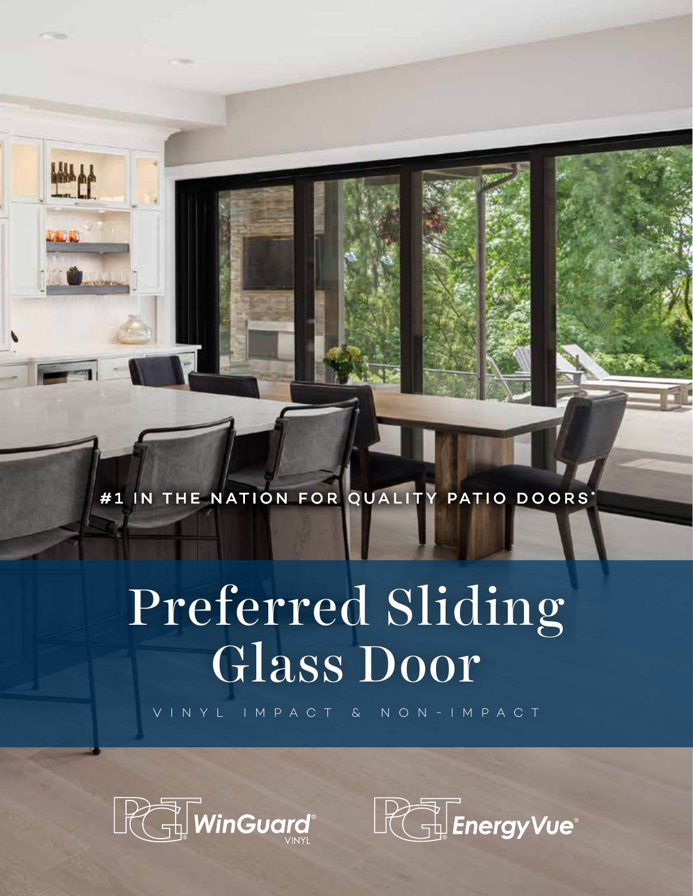#1 IN THE NATION FOR QUALITY PATIO DOORS*

# Preferred Sliding Glass Door

VINYL IMPACT & NON-IMPACT

PGT WinGuard® VINYL

PGT EnergyVue®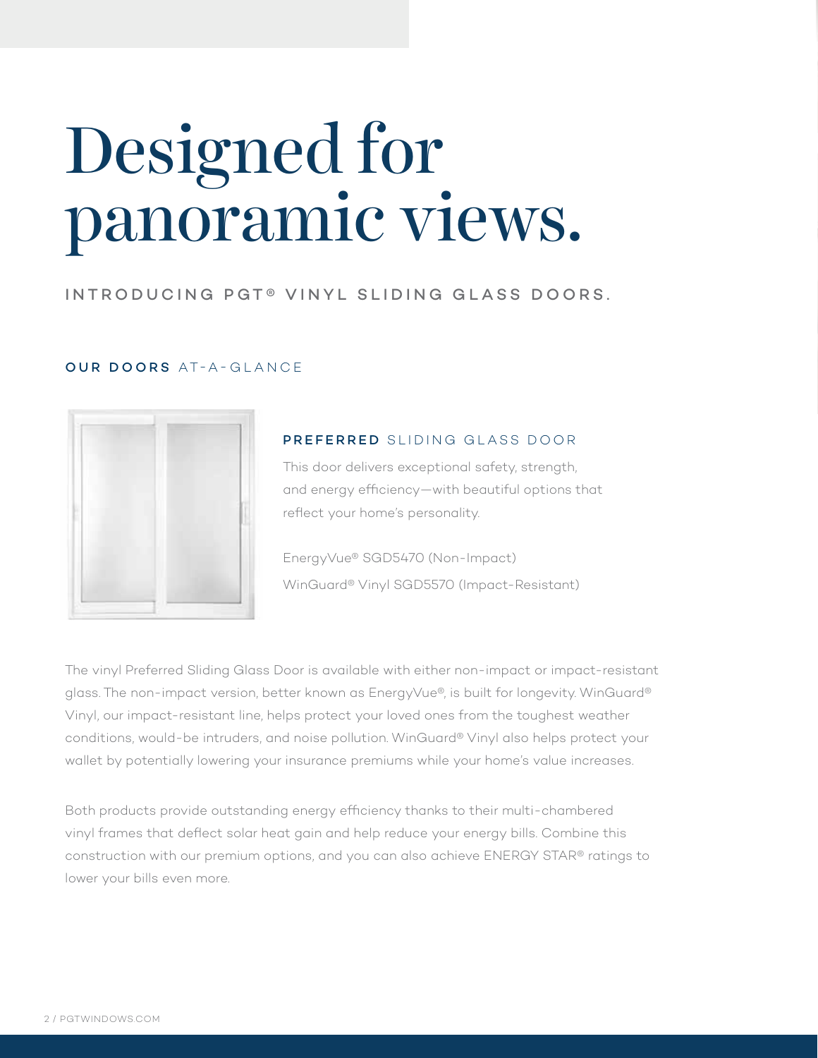# Designed for panoramic views.

INTRODUCING PGT® VINYL SLIDING GLASS DOORS.

## OUR DOORS AT-A-GLANCE

### PREFERRED SLIDING GLASS DOOR

This door delivers exceptional safety, strength, and energy efficiency—with beautiful options that reflect your home's personality.

EnergyVue® SGD5470 (Non-Impact)

WinGuard® Vinyl SGD5570 (Impact-Resistant)

The vinyl Preferred Sliding Glass Door is available with either non-impact or impact-resistant glass. The non-impact version, better known as EnergyVue®, is built for longevity. WinGuard® Vinyl, our impact-resistant line, helps protect your loved ones from the toughest weather conditions, would-be intruders, and noise pollution. WinGuard® Vinyl also helps protect your wallet by potentially lowering your insurance premiums while your home's value increases.

Both products provide outstanding energy efficiency thanks to their multi-chambered vinyl frames that deflect solar heat gain and help reduce your energy bills. Combine this construction with our premium options, and you can also achieve ENERGY STAR® ratings to lower your bills even more.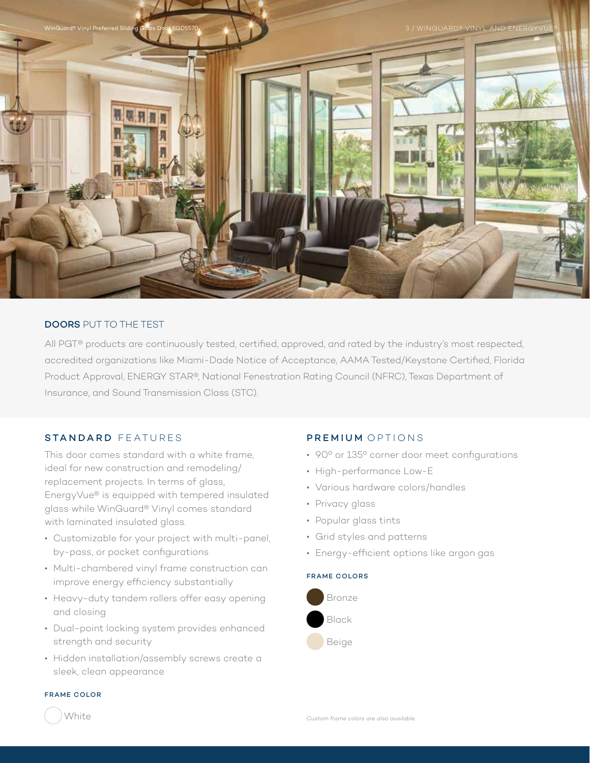WinGuard® Vinyl Preferred Sliding Glass Door SGD5570

## DOORS PUT TO THE TEST

All PGT® products are continuously tested, certified, approved, and rated by the industry's most respected, accredited organizations like Miami-Dade Notice of Acceptance, AAMA Tested/Keystone Certified, Florida Product Approval, ENERGY STAR®, National Fenestration Rating Council (NFRC), Texas Department of Insurance, and Sound Transmission Class (STC).

### STANDARD FEATURES

This door comes standard with a white frame, ideal for new construction and remodeling/replacement projects. In terms of glass, EnergyVue® is equipped with tempered insulated glass while WinGuard® Vinyl comes standard with laminated insulated glass.

- Customizable for your project with multi-panel, by-pass, or pocket configurations
- Multi-chambered vinyl frame construction can improve energy efficiency substantially
- Heavy-duty tandem rollers offer easy opening and closing
- Dual-point locking system provides enhanced strength and security
- Hidden installation/assembly screws create a sleek, clean appearance

#### FRAME COLOR

White

### PREMIUM OPTIONS

- 90º or 135º corner door meet configurations
- High-performance Low-E
- Various hardware colors/handles
- Privacy glass
- Popular glass tints
- Grid styles and patterns
- Energy-efficient options like argon gas

#### FRAME COLORS

Bronze

Black

Beige

*Custom frame colors are also available.*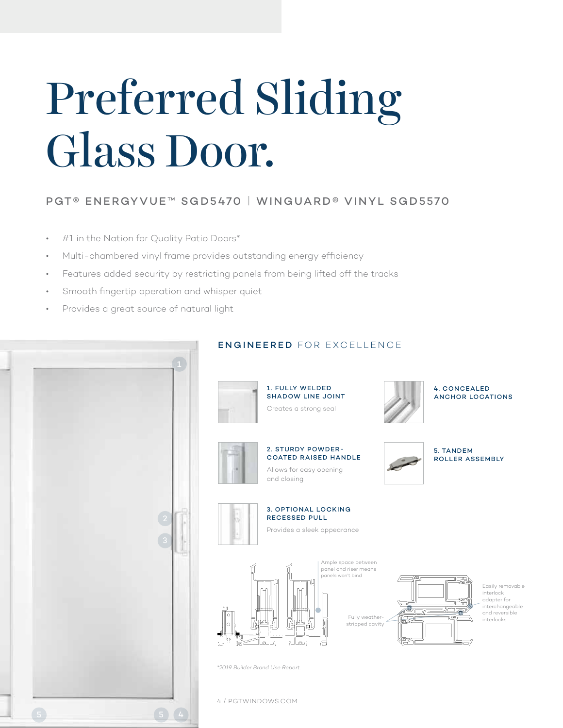# Preferred Sliding Glass Door.

PGT® ENERGYVUE™ SGD5470 | WINGUARD® VINYL SGD5570

- #1 in the Nation for Quality Patio Doors*
- Multi-chambered vinyl frame provides outstanding energy efficiency
- Features added security by restricting panels from being lifted off the tracks
- Smooth fingertip operation and whisper quiet
- Provides a great source of natural light

## ENGINEERED FOR EXCELLENCE

**1. FULLY WELDED SHADOW LINE JOINT**

Creates a strong seal

**2. STURDY POWDER-COATED RAISED HANDLE**

Allows for easy opening and closing

**3. OPTIONAL LOCKING RECESSED PULL**

Provides a sleek appearance

**4. CONCEALED ANCHOR LOCATIONS**

**5. TANDEM ROLLER ASSEMBLY**

Ample space between panel and riser means panels won't bind

Fully weather-stripped cavity

Easily removable interlock adapter for interchangeable and reversible interlocks

*2019 Builder Brand Use Report

4 / PGTWINDOWS.COM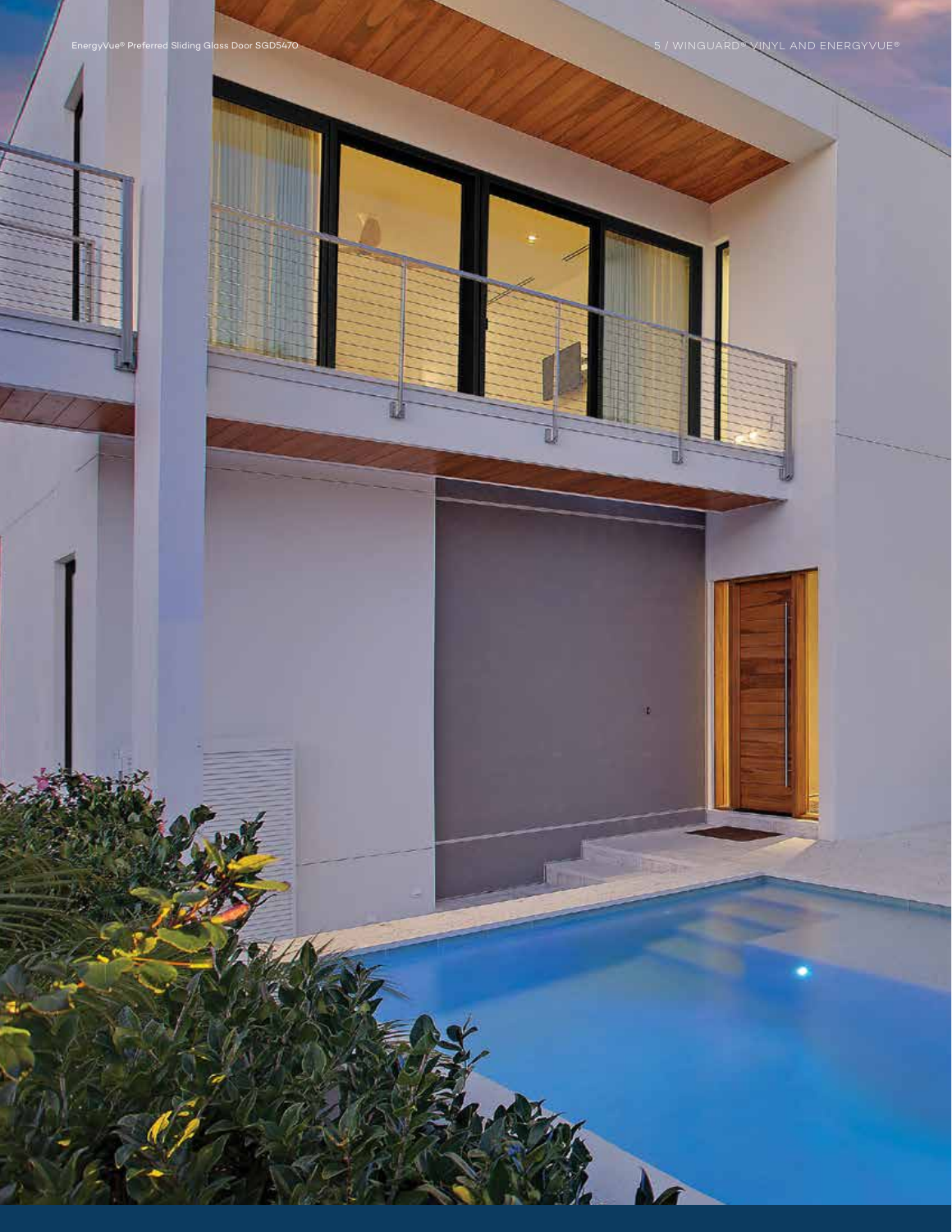EnergyVue® Preferred Sliding Glass Door SGD5470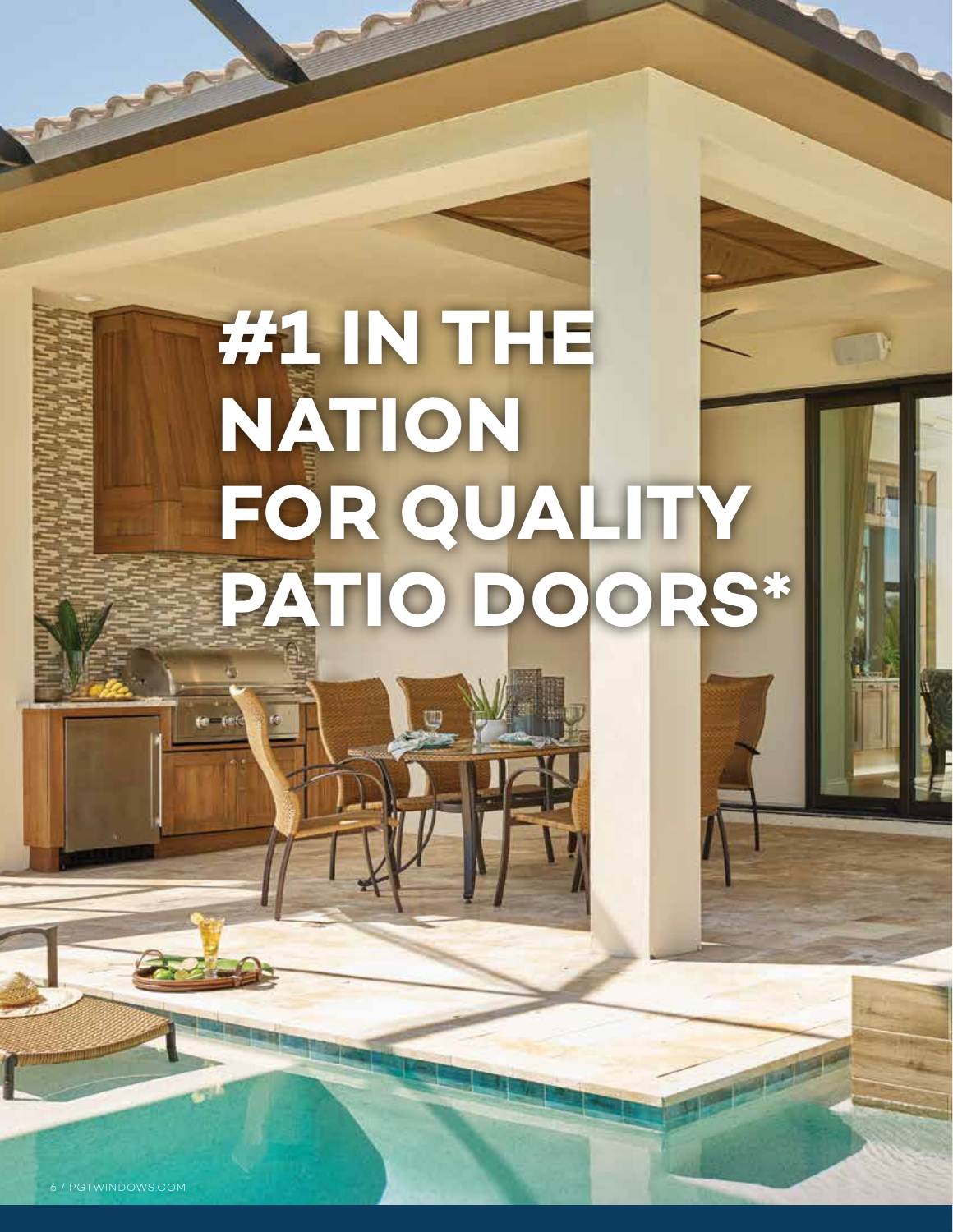# #1 IN THE NATION FOR QUALITY PATIO DOORS*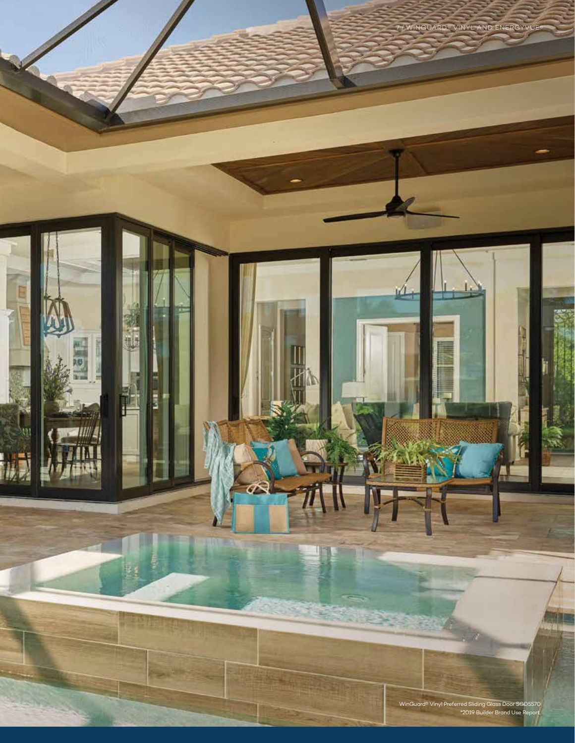WinGuard® Vinyl Preferred Sliding Glass Door SGD5570
*2019 Builder Brand Use Report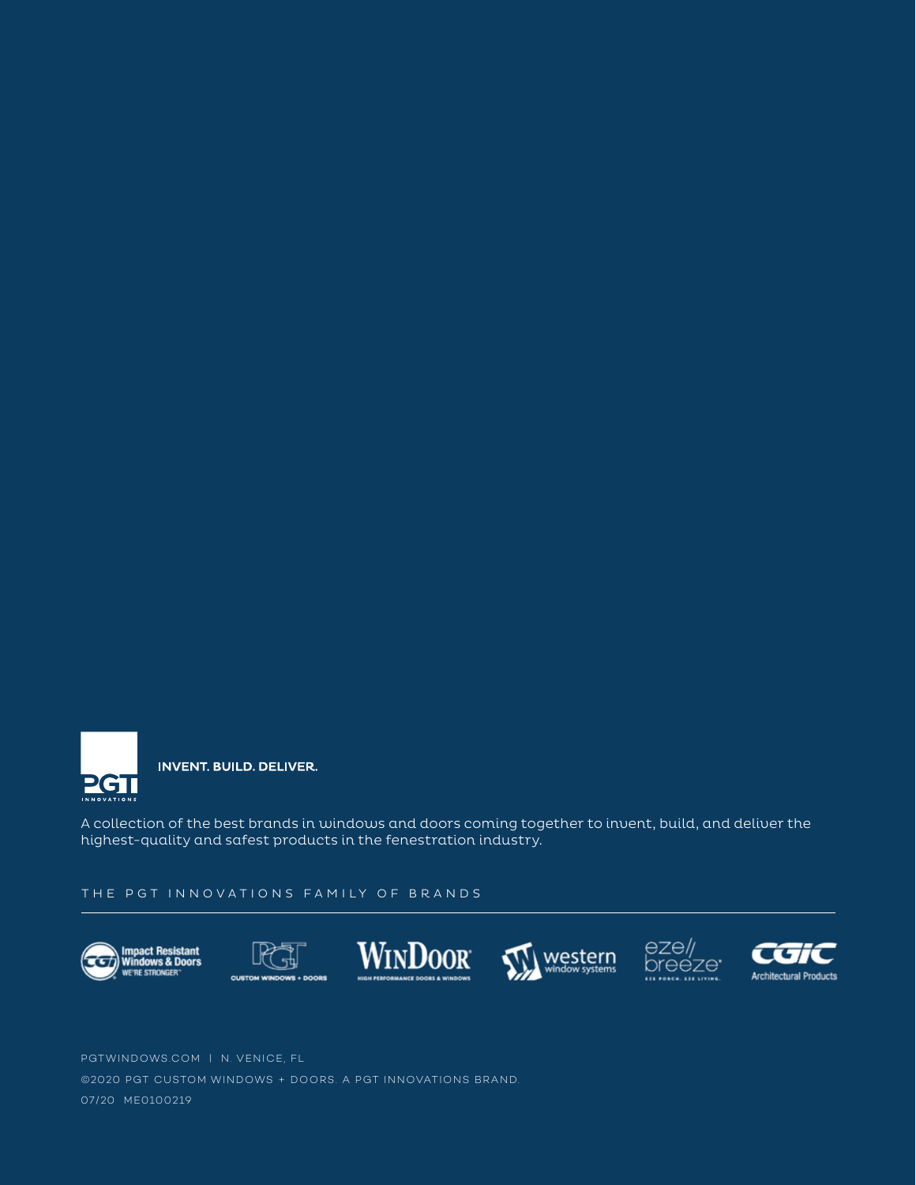INVENT. BUILD. DELIVER.

A collection of the best brands in windows and doors coming together to invent, build, and deliver the highest-quality and safest products in the fenestration industry.

THE PGT INNOVATIONS FAMILY OF BRANDS

PGTWINDOWS.COM | N. VENICE, FL

©2020 PGT CUSTOM WINDOWS + DOORS. A PGT INNOVATIONS BRAND.

07/20 ME0100219